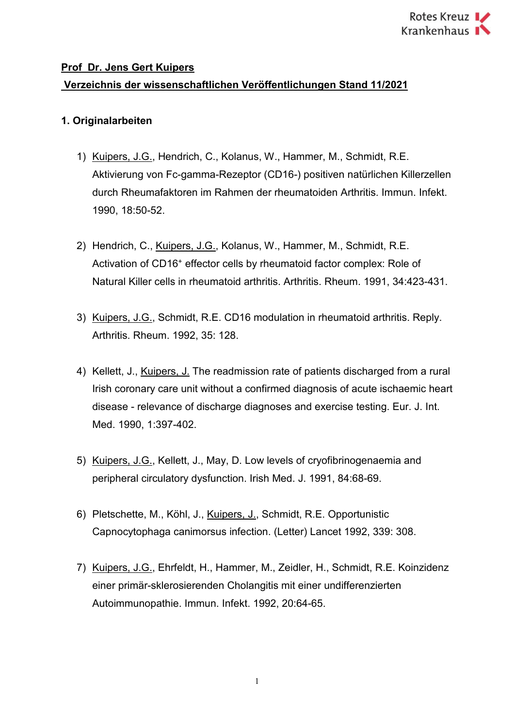**Prof Dr. Jens Gert Kuipers**

**Verzeichnis der wissenschaftlichen Veröffentlichungen Stand 11/2021**

**1. Originalarbeiten**

1) Kuipers, J.G., Hendrich, C., Kolanus, W., Hammer, M., Schmidt, R.E. Aktivierung von Fc-gamma-Rezeptor (CD16-) positiven natürlichen Killerzellen durch Rheumafaktoren im Rahmen der rheumatoiden Arthritis. Immun. Infekt. 1990, 18:50-52.

2) Hendrich, C., Kuipers, J.G., Kolanus, W., Hammer, M., Schmidt, R.E. Activation of CD16$^{+}$ effector cells by rheumatoid factor complex: Role of Natural Killer cells in rheumatoid arthritis. Arthritis. Rheum. 1991, 34:423-431.

3) Kuipers, J.G., Schmidt, R.E. CD16 modulation in rheumatoid arthritis. Reply. Arthritis. Rheum. 1992, 35: 128.

4) Kellett, J., Kuipers, J. The readmission rate of patients discharged from a rural Irish coronary care unit without a confirmed diagnosis of acute ischaemic heart disease - relevance of discharge diagnoses and exercise testing. Eur. J. Int. Med. 1990, 1:397-402.

5) Kuipers, J.G., Kellett, J., May, D. Low levels of cryofibrinogenaemia and peripheral circulatory dysfunction. Irish Med. J. 1991, 84:68-69.

6) Pletschette, M., Köhl, J., Kuipers, J., Schmidt, R.E. Opportunistic Capnocytophaga canimorsus infection. (Letter) Lancet 1992, 339: 308.

7) Kuipers, J.G., Ehrfeldt, H., Hammer, M., Zeidler, H., Schmidt, R.E. Koinzidenz einer primär-sklerosierenden Cholangitis mit einer undifferenzierten Autoimmunopathie. Immun. Infekt. 1992, 20:64-65.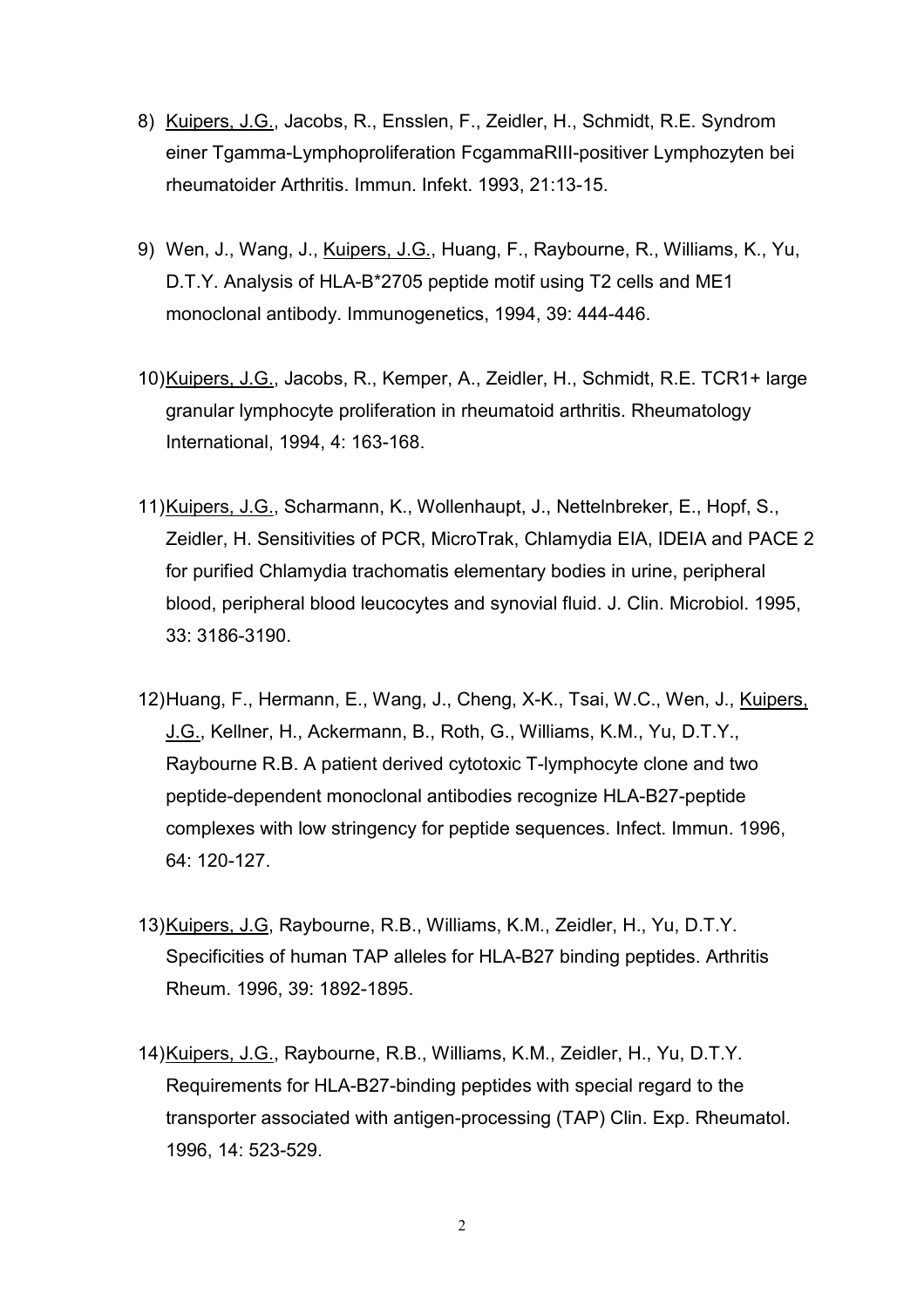8) Kuipers, J.G., Jacobs, R., Ensslen, F., Zeidler, H., Schmidt, R.E. Syndrom einer Tgamma-Lymphoproliferation FcgammaRIII-positiver Lymphozyten bei rheumatoider Arthritis. Immun. Infekt. 1993, 21:13-15.

9) Wen, J., Wang, J., Kuipers, J.G., Huang, F., Raybourne, R., Williams, K., Yu, D.T.Y. Analysis of HLA-B*2705 peptide motif using T2 cells and ME1 monoclonal antibody. Immunogenetics, 1994, 39: 444-446.

10) Kuipers, J.G., Jacobs, R., Kemper, A., Zeidler, H., Schmidt, R.E. TCR1+ large granular lymphocyte proliferation in rheumatoid arthritis. Rheumatology International, 1994, 4: 163-168.

11) Kuipers, J.G., Scharmann, K., Wollenhaupt, J., Nettelnbreker, E., Hopf, S., Zeidler, H. Sensitivities of PCR, MicroTrak, Chlamydia EIA, IDEIA and PACE 2 for purified Chlamydia trachomatis elementary bodies in urine, peripheral blood, peripheral blood leucocytes and synovial fluid. J. Clin. Microbiol. 1995, 33: 3186-3190.

12) Huang, F., Hermann, E., Wang, J., Cheng, X-K., Tsai, W.C., Wen, J., Kuipers, J.G., Kellner, H., Ackermann, B., Roth, G., Williams, K.M., Yu, D.T.Y., Raybourne R.B. A patient derived cytotoxic T-lymphocyte clone and two peptide-dependent monoclonal antibodies recognize HLA-B27-peptide complexes with low stringency for peptide sequences. Infect. Immun. 1996, 64: 120-127.

13) Kuipers, J.G, Raybourne, R.B., Williams, K.M., Zeidler, H., Yu, D.T.Y. Specificities of human TAP alleles for HLA-B27 binding peptides. Arthritis Rheum. 1996, 39: 1892-1895.

14) Kuipers, J.G., Raybourne, R.B., Williams, K.M., Zeidler, H., Yu, D.T.Y. Requirements for HLA-B27-binding peptides with special regard to the transporter associated with antigen-processing (TAP) Clin. Exp. Rheumatol. 1996, 14: 523-529.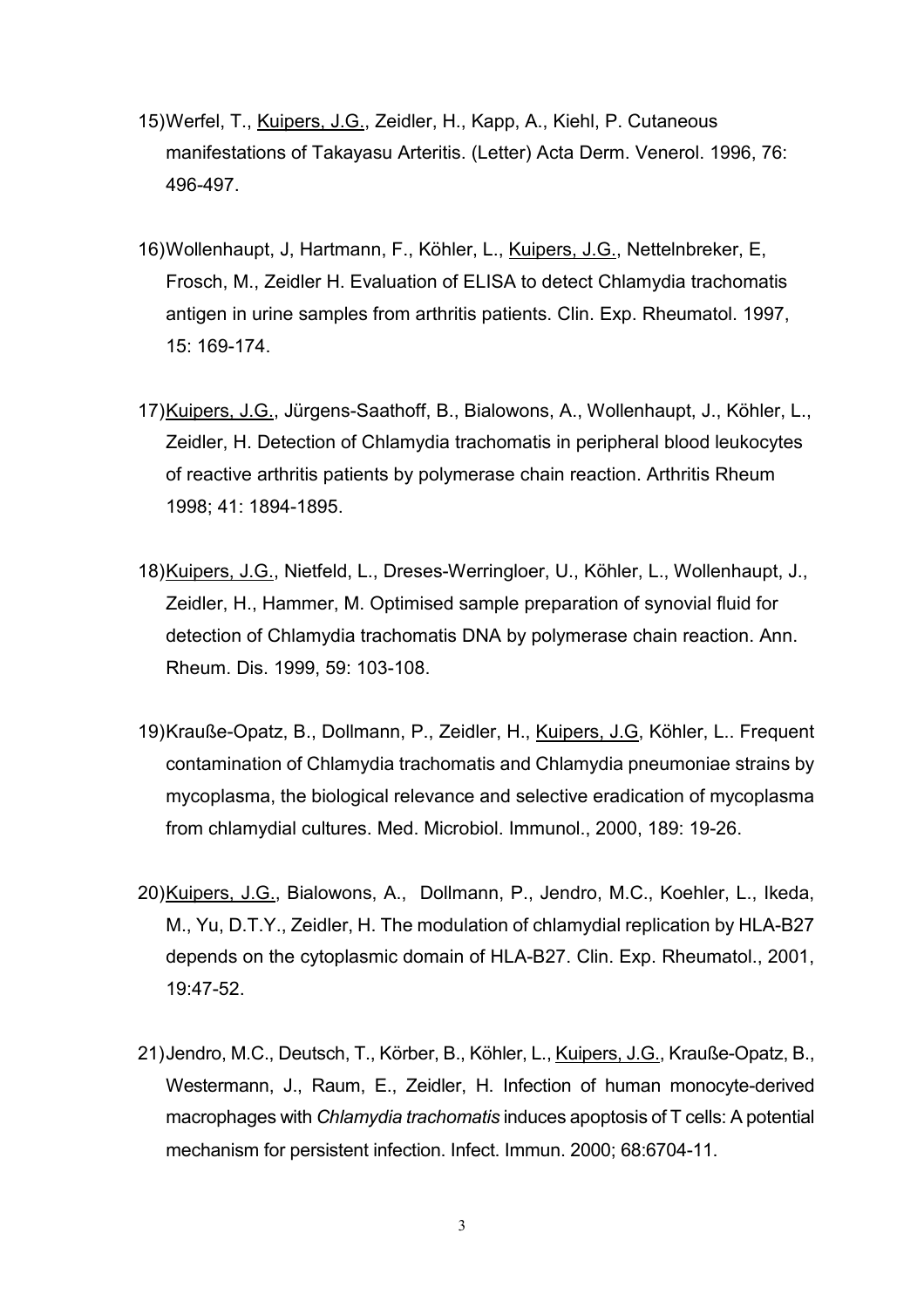15) Werfel, T., Kuipers, J.G., Zeidler, H., Kapp, A., Kiehl, P. Cutaneous manifestations of Takayasu Arteritis. (Letter) Acta Derm. Venerol. 1996, 76: 496-497.

16) Wollenhaupt, J, Hartmann, F., Köhler, L., Kuipers, J.G., Nettelnbreker, E, Frosch, M., Zeidler H. Evaluation of ELISA to detect Chlamydia trachomatis antigen in urine samples from arthritis patients. Clin. Exp. Rheumatol. 1997, 15: 169-174.

17) Kuipers, J.G., Jürgens-Saathoff, B., Bialowons, A., Wollenhaupt, J., Köhler, L., Zeidler, H. Detection of Chlamydia trachomatis in peripheral blood leukocytes of reactive arthritis patients by polymerase chain reaction. Arthritis Rheum 1998; 41: 1894-1895.

18) Kuipers, J.G., Nietfeld, L., Dreses-Werringloer, U., Köhler, L., Wollenhaupt, J., Zeidler, H., Hammer, M. Optimised sample preparation of synovial fluid for detection of Chlamydia trachomatis DNA by polymerase chain reaction. Ann. Rheum. Dis. 1999, 59: 103-108.

19) Krauße-Opatz, B., Dollmann, P., Zeidler, H., Kuipers, J.G, Köhler, L.. Frequent contamination of Chlamydia trachomatis and Chlamydia pneumoniae strains by mycoplasma, the biological relevance and selective eradication of mycoplasma from chlamydial cultures. Med. Microbiol. Immunol., 2000, 189: 19-26.

20) Kuipers, J.G., Bialowons, A., Dollmann, P., Jendro, M.C., Koehler, L., Ikeda, M., Yu, D.T.Y., Zeidler, H. The modulation of chlamydial replication by HLA-B27 depends on the cytoplasmic domain of HLA-B27. Clin. Exp. Rheumatol., 2001, 19:47-52.

21) Jendro, M.C., Deutsch, T., Körber, B., Köhler, L., Kuipers, J.G., Krauße-Opatz, B., Westermann, J., Raum, E., Zeidler, H. Infection of human monocyte-derived macrophages with *Chlamydia trachomatis* induces apoptosis of T cells: A potential mechanism for persistent infection. Infect. Immun. 2000; 68:6704-11.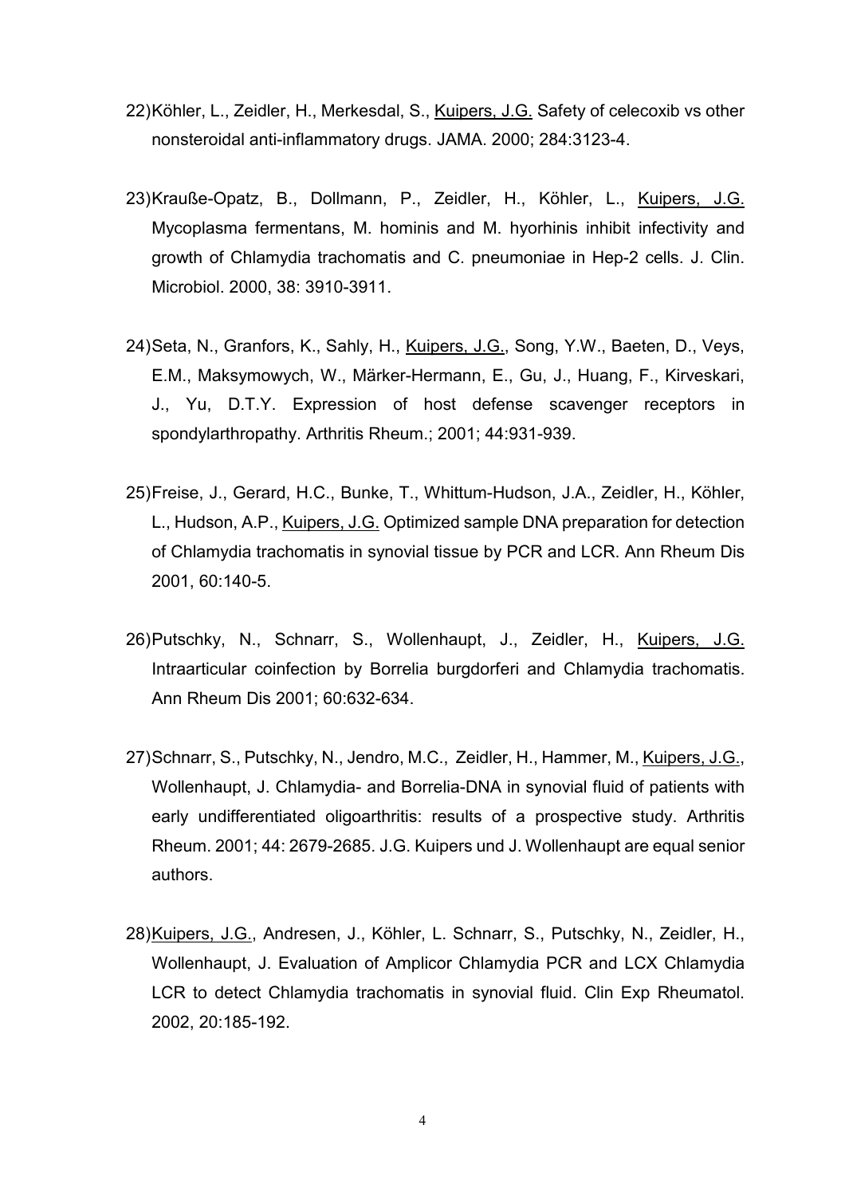22) Köhler, L., Zeidler, H., Merkesdal, S., Kuipers, J.G. Safety of celecoxib vs other nonsteroidal anti-inflammatory drugs. JAMA. 2000; 284:3123-4.

23) Krauße-Opatz, B., Dollmann, P., Zeidler, H., Köhler, L., Kuipers, J.G. Mycoplasma fermentans, M. hominis and M. hyorhinis inhibit infectivity and growth of Chlamydia trachomatis and C. pneumoniae in Hep-2 cells. J. Clin. Microbiol. 2000, 38: 3910-3911.

24) Seta, N., Granfors, K., Sahly, H., Kuipers, J.G., Song, Y.W., Baeten, D., Veys, E.M., Maksymowych, W., Märker-Hermann, E., Gu, J., Huang, F., Kirveskari, J., Yu, D.T.Y. Expression of host defense scavenger receptors in spondylarthropathy. Arthritis Rheum.; 2001; 44:931-939.

25) Freise, J., Gerard, H.C., Bunke, T., Whittum-Hudson, J.A., Zeidler, H., Köhler, L., Hudson, A.P., Kuipers, J.G. Optimized sample DNA preparation for detection of Chlamydia trachomatis in synovial tissue by PCR and LCR. Ann Rheum Dis 2001, 60:140-5.

26) Putschky, N., Schnarr, S., Wollenhaupt, J., Zeidler, H., Kuipers, J.G. Intraarticular coinfection by Borrelia burgdorferi and Chlamydia trachomatis. Ann Rheum Dis 2001; 60:632-634.

27) Schnarr, S., Putschky, N., Jendro, M.C., Zeidler, H., Hammer, M., Kuipers, J.G., Wollenhaupt, J. Chlamydia- and Borrelia-DNA in synovial fluid of patients with early undifferentiated oligoarthritis: results of a prospective study. Arthritis Rheum. 2001; 44: 2679-2685. J.G. Kuipers und J. Wollenhaupt are equal senior authors.

28) Kuipers, J.G., Andresen, J., Köhler, L. Schnarr, S., Putschky, N., Zeidler, H., Wollenhaupt, J. Evaluation of Amplicor Chlamydia PCR and LCX Chlamydia LCR to detect Chlamydia trachomatis in synovial fluid. Clin Exp Rheumatol. 2002, 20:185-192.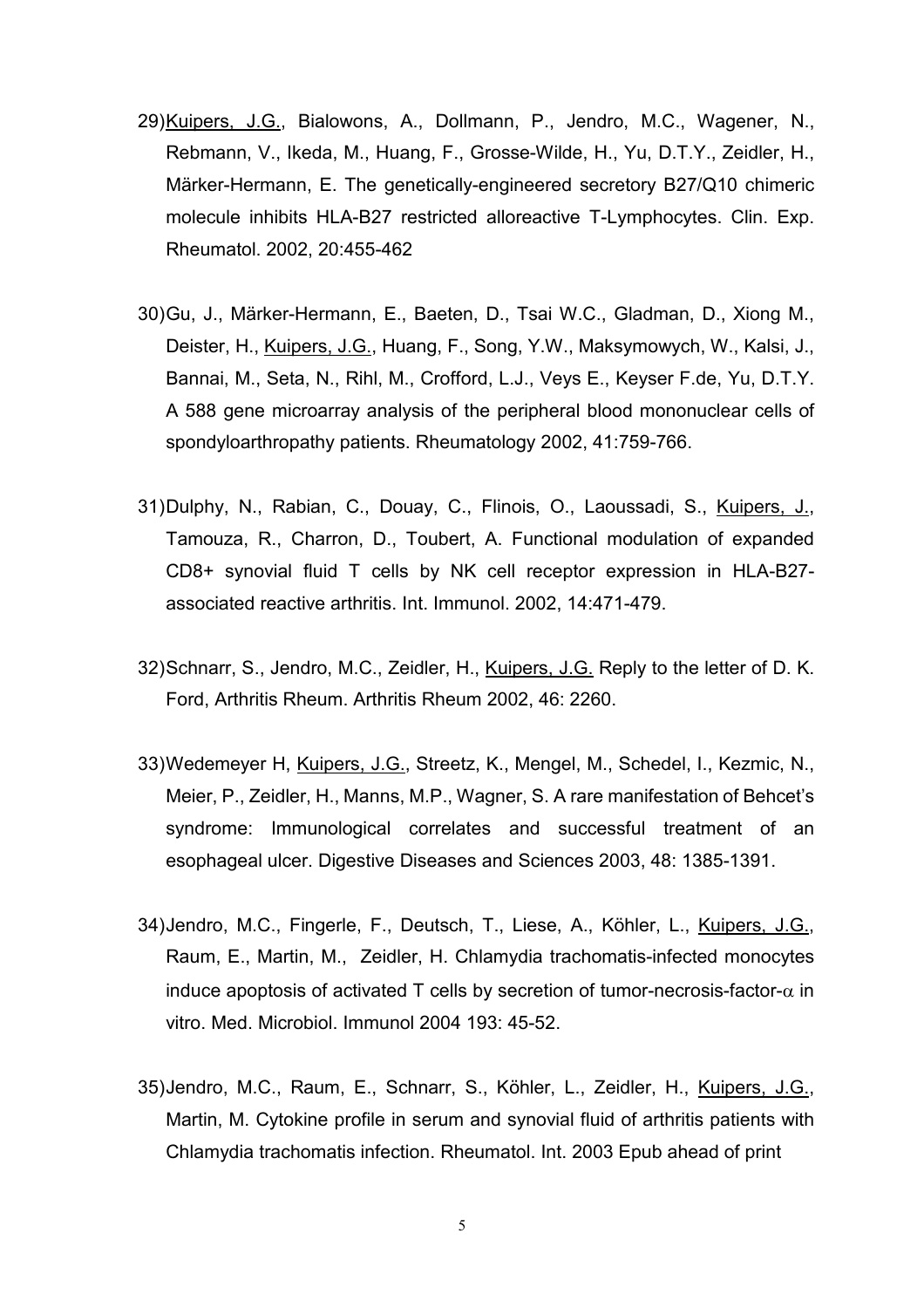29) <u>Kuipers, J.G.</u>, Bialowons, A., Dollmann, P., Jendro, M.C., Wagener, N., Rebmann, V., Ikeda, M., Huang, F., Grosse-Wilde, H., Yu, D.T.Y., Zeidler, H., Märker-Hermann, E. The genetically-engineered secretory B27/Q10 chimeric molecule inhibits HLA-B27 restricted alloreactive T-Lymphocytes. Clin. Exp. Rheumatol. 2002, 20:455-462

30) Gu, J., Märker-Hermann, E., Baeten, D., Tsai W.C., Gladman, D., Xiong M., Deister, H., <u>Kuipers, J.G.</u>, Huang, F., Song, Y.W., Maksymowych, W., Kalsi, J., Bannai, M., Seta, N., Rihl, M., Crofford, L.J., Veys E., Keyser F.de, Yu, D.T.Y. A 588 gene microarray analysis of the peripheral blood mononuclear cells of spondyloarthropathy patients. Rheumatology 2002, 41:759-766.

31) Dulphy, N., Rabian, C., Douay, C., Flinois, O., Laoussadi, S., <u>Kuipers, J.</u>, Tamouza, R., Charron, D., Toubert, A. Functional modulation of expanded CD8+ synovial fluid T cells by NK cell receptor expression in HLA-B27-associated reactive arthritis. Int. Immunol. 2002, 14:471-479.

32) Schnarr, S., Jendro, M.C., Zeidler, H., <u>Kuipers, J.G.</u> Reply to the letter of D. K. Ford, Arthritis Rheum. Arthritis Rheum 2002, 46: 2260.

33) Wedemeyer H, <u>Kuipers, J.G.</u>, Streetz, K., Mengel, M., Schedel, I., Kezmic, N., Meier, P., Zeidler, H., Manns, M.P., Wagner, S. A rare manifestation of Behcet's syndrome: Immunological correlates and successful treatment of an esophageal ulcer. Digestive Diseases and Sciences 2003, 48: 1385-1391.

34) Jendro, M.C., Fingerle, F., Deutsch, T., Liese, A., Köhler, L., <u>Kuipers, J.G.</u>, Raum, E., Martin, M., Zeidler, H. Chlamydia trachomatis-infected monocytes induce apoptosis of activated T cells by secretion of tumor-necrosis-factor-$\alpha$ in vitro. Med. Microbiol. Immunol 2004 193: 45-52.

35) Jendro, M.C., Raum, E., Schnarr, S., Köhler, L., Zeidler, H., <u>Kuipers, J.G.</u>, Martin, M. Cytokine profile in serum and synovial fluid of arthritis patients with Chlamydia trachomatis infection. Rheumatol. Int. 2003 Epub ahead of print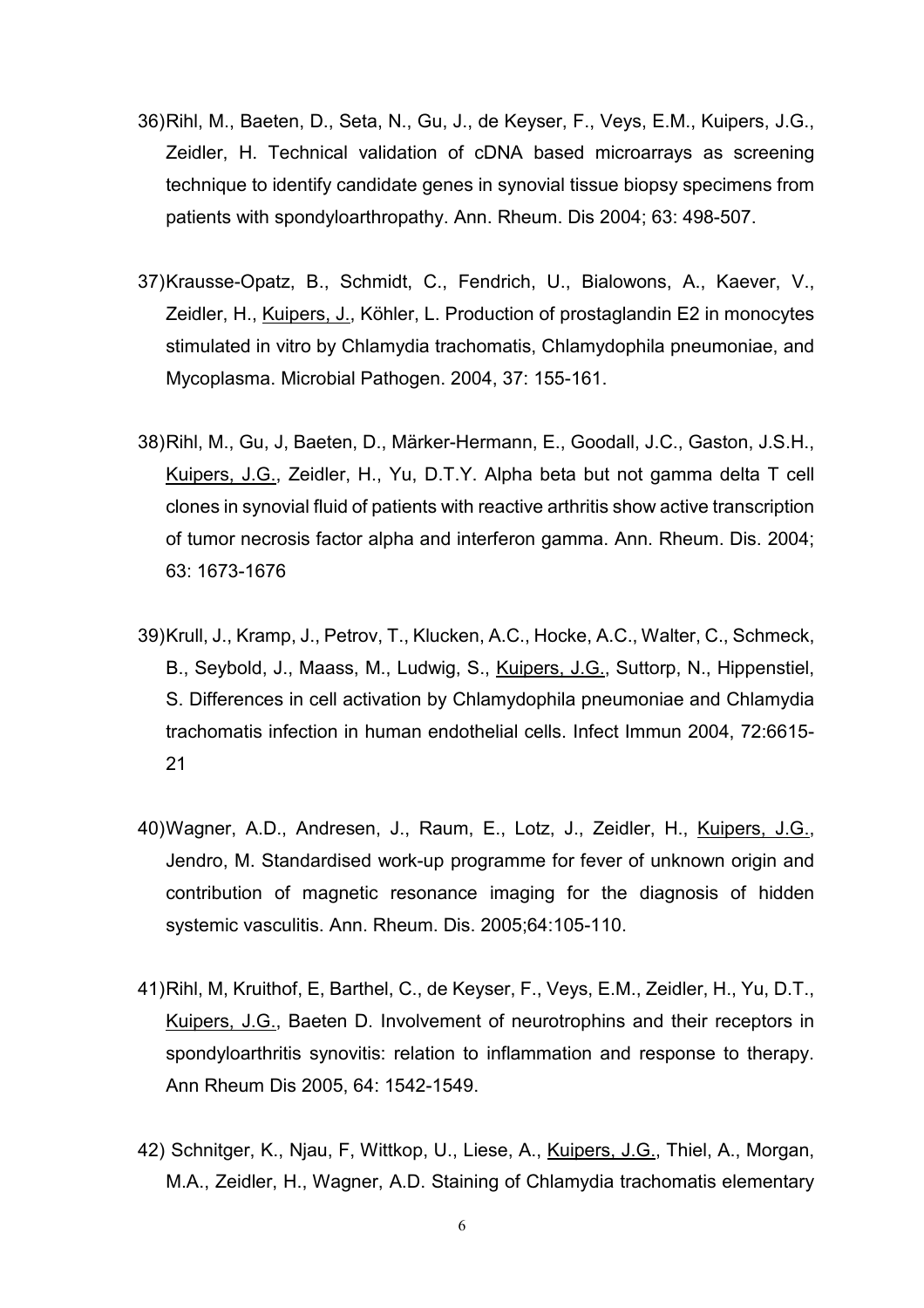36) Rihl, M., Baeten, D., Seta, N., Gu, J., de Keyser, F., Veys, E.M., Kuipers, J.G., Zeidler, H. Technical validation of cDNA based microarrays as screening technique to identify candidate genes in synovial tissue biopsy specimens from patients with spondyloarthropathy. Ann. Rheum. Dis 2004; 63: 498-507.

37) Krausse-Opatz, B., Schmidt, C., Fendrich, U., Bialowons, A., Kaever, V., Zeidler, H., <u>Kuipers, J.</u>, Köhler, L. Production of prostaglandin E2 in monocytes stimulated in vitro by Chlamydia trachomatis, Chlamydophila pneumoniae, and Mycoplasma. Microbial Pathogen. 2004, 37: 155-161.

38) Rihl, M., Gu, J, Baeten, D., Märker-Hermann, E., Goodall, J.C., Gaston, J.S.H., <u>Kuipers, J.G.</u>, Zeidler, H., Yu, D.T.Y. Alpha beta but not gamma delta T cell clones in synovial fluid of patients with reactive arthritis show active transcription of tumor necrosis factor alpha and interferon gamma. Ann. Rheum. Dis. 2004; 63: 1673-1676

39) Krull, J., Kramp, J., Petrov, T., Klucken, A.C., Hocke, A.C., Walter, C., Schmeck, B., Seybold, J., Maass, M., Ludwig, S., <u>Kuipers, J.G.</u>, Suttorp, N., Hippenstiel, S. Differences in cell activation by Chlamydophila pneumoniae and Chlamydia trachomatis infection in human endothelial cells. Infect Immun 2004, 72:6615-21

40) Wagner, A.D., Andresen, J., Raum, E., Lotz, J., Zeidler, H., <u>Kuipers, J.G.</u>, Jendro, M. Standardised work-up programme for fever of unknown origin and contribution of magnetic resonance imaging for the diagnosis of hidden systemic vasculitis. Ann. Rheum. Dis. 2005;64:105-110.

41) Rihl, M, Kruithof, E, Barthel, C., de Keyser, F., Veys, E.M., Zeidler, H., Yu, D.T., <u>Kuipers, J.G.</u>, Baeten D. Involvement of neurotrophins and their receptors in spondyloarthritis synovitis: relation to inflammation and response to therapy. Ann Rheum Dis 2005, 64: 1542-1549.

42) Schnitger, K., Njau, F, Wittkop, U., Liese, A., <u>Kuipers, J.G.</u>, Thiel, A., Morgan, M.A., Zeidler, H., Wagner, A.D. Staining of Chlamydia trachomatis elementary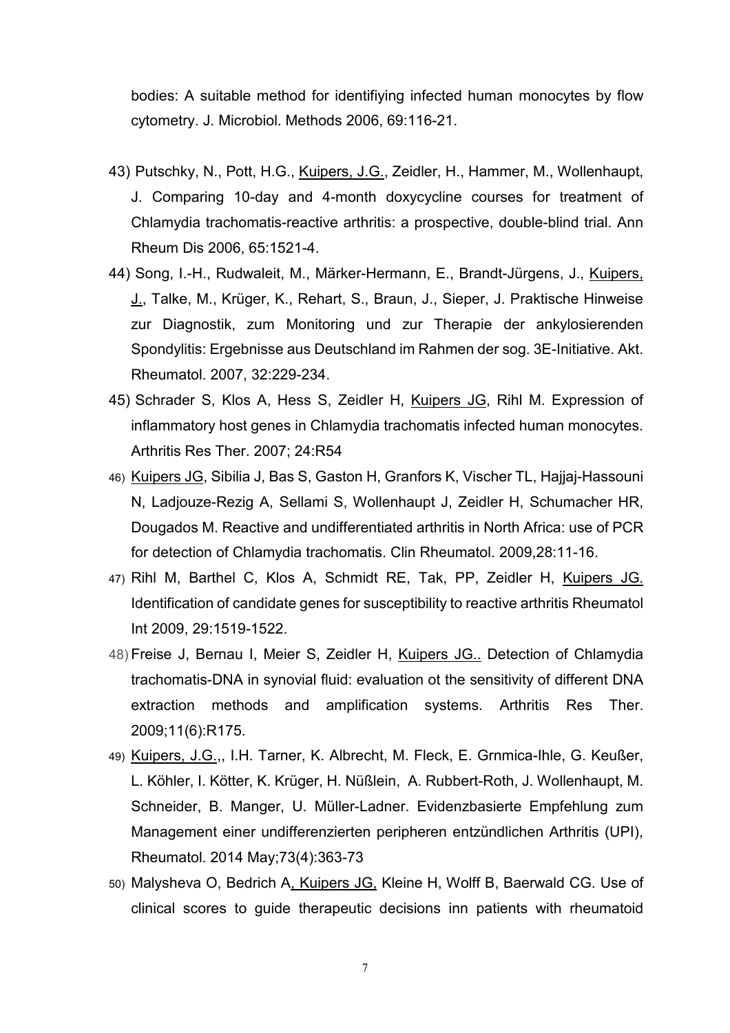bodies: A suitable method for identifiying infected human monocytes by flow cytometry. J. Microbiol. Methods 2006, 69:116-21.

43) Putschky, N., Pott, H.G., Kuipers, J.G., Zeidler, H., Hammer, M., Wollenhaupt, J. Comparing 10-day and 4-month doxycycline courses for treatment of Chlamydia trachomatis-reactive arthritis: a prospective, double-blind trial. Ann Rheum Dis 2006, 65:1521-4.

44) Song, I.-H., Rudwaleit, M., Märker-Hermann, E., Brandt-Jürgens, J., Kuipers, J., Talke, M., Krüger, K., Rehart, S., Braun, J., Sieper, J. Praktische Hinweise zur Diagnostik, zum Monitoring und zur Therapie der ankylosierenden Spondylitis: Ergebnisse aus Deutschland im Rahmen der sog. 3E-Initiative. Akt. Rheumatol. 2007, 32:229-234.

45) Schrader S, Klos A, Hess S, Zeidler H, Kuipers JG, Rihl M. Expression of inflammatory host genes in Chlamydia trachomatis infected human monocytes. Arthritis Res Ther. 2007; 24:R54

46) Kuipers JG, Sibilia J, Bas S, Gaston H, Granfors K, Vischer TL, Hajjaj-Hassouni N, Ladjouze-Rezig A, Sellami S, Wollenhaupt J, Zeidler H, Schumacher HR, Dougados M. Reactive and undifferentiated arthritis in North Africa: use of PCR for detection of Chlamydia trachomatis. Clin Rheumatol. 2009,28:11-16.

47) Rihl M, Barthel C, Klos A, Schmidt RE, Tak, PP, Zeidler H, Kuipers JG. Identification of candidate genes for susceptibility to reactive arthritis Rheumatol Int 2009, 29:1519-1522.

48) Freise J, Bernau I, Meier S, Zeidler H, Kuipers JG.. Detection of Chlamydia trachomatis-DNA in synovial fluid: evaluation ot the sensitivity of different DNA extraction methods and amplification systems. Arthritis Res Ther. 2009;11(6):R175.

49) Kuipers, J.G.,, I.H. Tarner, K. Albrecht, M. Fleck, E. Grnmica-Ihle, G. Keußer, L. Köhler, I. Kötter, K. Krüger, H. Nüßlein, A. Rubbert-Roth, J. Wollenhaupt, M. Schneider, B. Manger, U. Müller-Ladner. Evidenzbasierte Empfehlung zum Management einer undifferenzierten peripheren entzündlichen Arthritis (UPI), Rheumatol. 2014 May;73(4):363-73

50) Malysheva O, Bedrich A, Kuipers JG, Kleine H, Wolff B, Baerwald CG. Use of clinical scores to guide therapeutic decisions inn patients with rheumatoid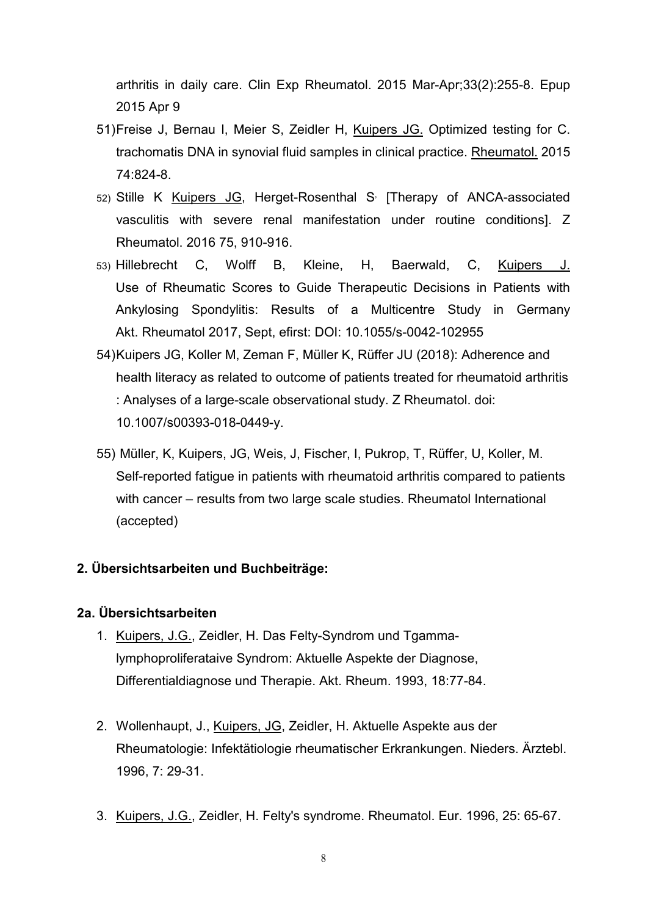arthritis in daily care. Clin Exp Rheumatol. 2015 Mar-Apr;33(2):255-8. Epup 2015 Apr 9

51) Freise J, Bernau I, Meier S, Zeidler H, Kuipers JG. Optimized testing for C. trachomatis DNA in synovial fluid samples in clinical practice. Rheumatol. 2015 74:824-8.

52) Stille K Kuipers JG, Herget-Rosenthal S, [Therapy of ANCA-associated vasculitis with severe renal manifestation under routine conditions]. Z Rheumatol. 2016 75, 910-916.

53) Hillebrecht C, Wolff B, Kleine, H, Baerwald, C, Kuipers J. Use of Rheumatic Scores to Guide Therapeutic Decisions in Patients with Ankylosing Spondylitis: Results of a Multicentre Study in Germany Akt. Rheumatol 2017, Sept, efirst: DOI: 10.1055/s-0042-102955

54) Kuipers JG, Koller M, Zeman F, Müller K, Rüffer JU (2018): Adherence and health literacy as related to outcome of patients treated for rheumatoid arthritis : Analyses of a large-scale observational study. Z Rheumatol. doi: 10.1007/s00393-018-0449-y.

55) Müller, K, Kuipers, JG, Weis, J, Fischer, I, Pukrop, T, Rüffer, U, Koller, M. Self-reported fatigue in patients with rheumatoid arthritis compared to patients with cancer – results from two large scale studies. Rheumatol International (accepted)

## 2. Übersichtsarbeiten und Buchbeiträge:

### 2a. Übersichtsarbeiten

1. Kuipers, J.G., Zeidler, H. Das Felty-Syndrom und Tgamma-lymphoproliferataive Syndrom: Aktuelle Aspekte der Diagnose, Differentialdiagnose und Therapie. Akt. Rheum. 1993, 18:77-84.

2. Wollenhaupt, J., Kuipers, JG, Zeidler, H. Aktuelle Aspekte aus der Rheumatologie: Infektätiologie rheumatischer Erkrankungen. Nieders. Ärztebl. 1996, 7: 29-31.

3. Kuipers, J.G., Zeidler, H. Felty's syndrome. Rheumatol. Eur. 1996, 25: 65-67.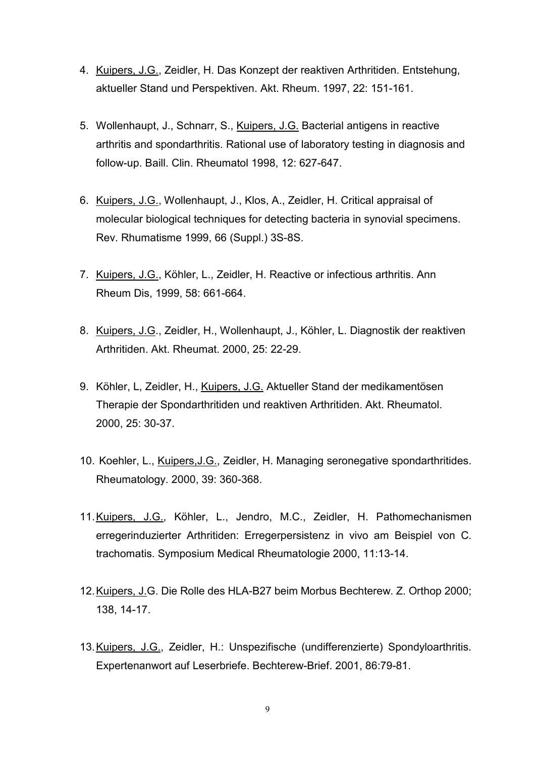4. Kuipers, J.G., Zeidler, H. Das Konzept der reaktiven Arthritiden. Entstehung, aktueller Stand und Perspektiven. Akt. Rheum. 1997, 22: 151-161.

5. Wollenhaupt, J., Schnarr, S., Kuipers, J.G. Bacterial antigens in reactive arthritis and spondarthritis. Rational use of laboratory testing in diagnosis and follow-up. Baill. Clin. Rheumatol 1998, 12: 627-647.

6. Kuipers, J.G., Wollenhaupt, J., Klos, A., Zeidler, H. Critical appraisal of molecular biological techniques for detecting bacteria in synovial specimens. Rev. Rhumatisme 1999, 66 (Suppl.) 3S-8S.

7. Kuipers, J.G., Köhler, L., Zeidler, H. Reactive or infectious arthritis. Ann Rheum Dis, 1999, 58: 661-664.

8. Kuipers, J.G., Zeidler, H., Wollenhaupt, J., Köhler, L. Diagnostik der reaktiven Arthritiden. Akt. Rheumat. 2000, 25: 22-29.

9. Köhler, L, Zeidler, H., Kuipers, J.G. Aktueller Stand der medikamentösen Therapie der Spondarthritiden und reaktiven Arthritiden. Akt. Rheumatol. 2000, 25: 30-37.

10. Koehler, L., Kuipers,J.G., Zeidler, H. Managing seronegative spondarthritides. Rheumatology. 2000, 39: 360-368.

11. Kuipers, J.G., Köhler, L., Jendro, M.C., Zeidler, H. Pathomechanismen erregerinduzierter Arthritiden: Erregerpersistenz in vivo am Beispiel von C. trachomatis. Symposium Medical Rheumatologie 2000, 11:13-14.

12. Kuipers, J.G. Die Rolle des HLA-B27 beim Morbus Bechterew. Z. Orthop 2000; 138, 14-17.

13. Kuipers, J.G., Zeidler, H.: Unspezifische (undifferenzierte) Spondyloarthritis. Expertenanwort auf Leserbriefe. Bechterew-Brief. 2001, 86:79-81.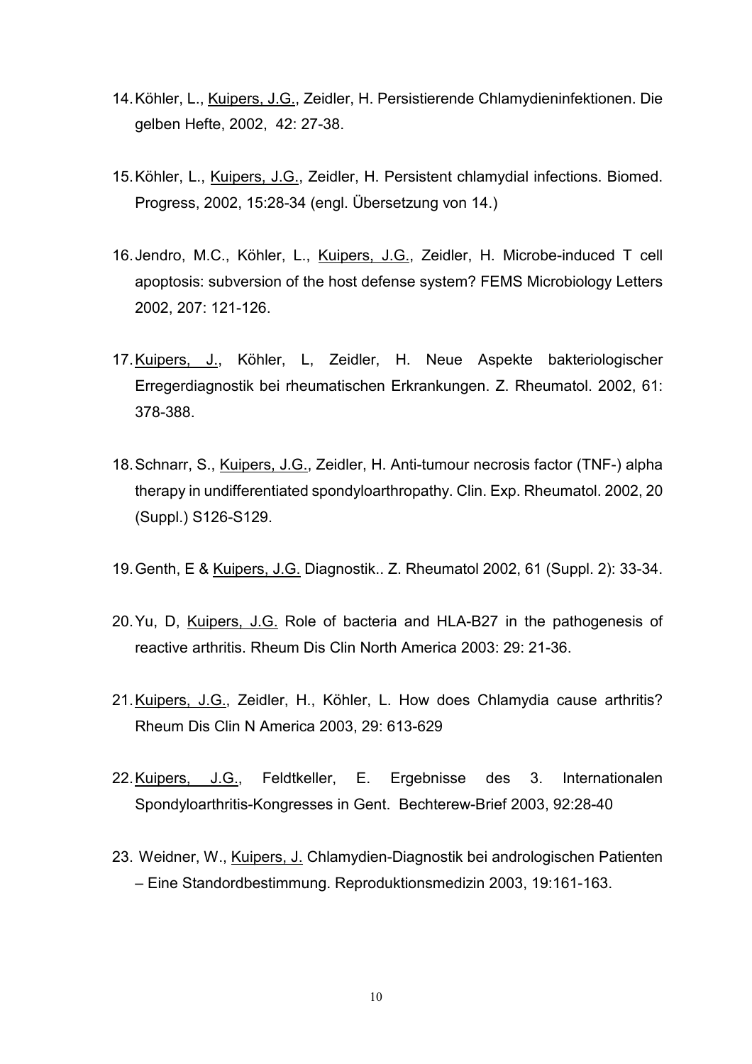14. Köhler, L., Kuipers, J.G., Zeidler, H. Persistierende Chlamydieninfektionen. Die gelben Hefte, 2002, 42: 27-38.

15. Köhler, L., Kuipers, J.G., Zeidler, H. Persistent chlamydial infections. Biomed. Progress, 2002, 15:28-34 (engl. Übersetzung von 14.)

16. Jendro, M.C., Köhler, L., Kuipers, J.G., Zeidler, H. Microbe-induced T cell apoptosis: subversion of the host defense system? FEMS Microbiology Letters 2002, 207: 121-126.

17. Kuipers, J., Köhler, L, Zeidler, H. Neue Aspekte bakteriologischer Erregerdiagnostik bei rheumatischen Erkrankungen. Z. Rheumatol. 2002, 61: 378-388.

18. Schnarr, S., Kuipers, J.G., Zeidler, H. Anti-tumour necrosis factor (TNF-) alpha therapy in undifferentiated spondyloarthropathy. Clin. Exp. Rheumatol. 2002, 20 (Suppl.) S126-S129.

19. Genth, E & Kuipers, J.G. Diagnostik.. Z. Rheumatol 2002, 61 (Suppl. 2): 33-34.

20. Yu, D, Kuipers, J.G. Role of bacteria and HLA-B27 in the pathogenesis of reactive arthritis. Rheum Dis Clin North America 2003: 29: 21-36.

21. Kuipers, J.G., Zeidler, H., Köhler, L. How does Chlamydia cause arthritis? Rheum Dis Clin N America 2003, 29: 613-629

22. Kuipers, J.G., Feldtkeller, E. Ergebnisse des 3. Internationalen Spondyloarthritis-Kongresses in Gent. Bechterew-Brief 2003, 92:28-40

23. Weidner, W., Kuipers, J. Chlamydien-Diagnostik bei andrologischen Patienten – Eine Standordbestimmung. Reproduktionsmedizin 2003, 19:161-163.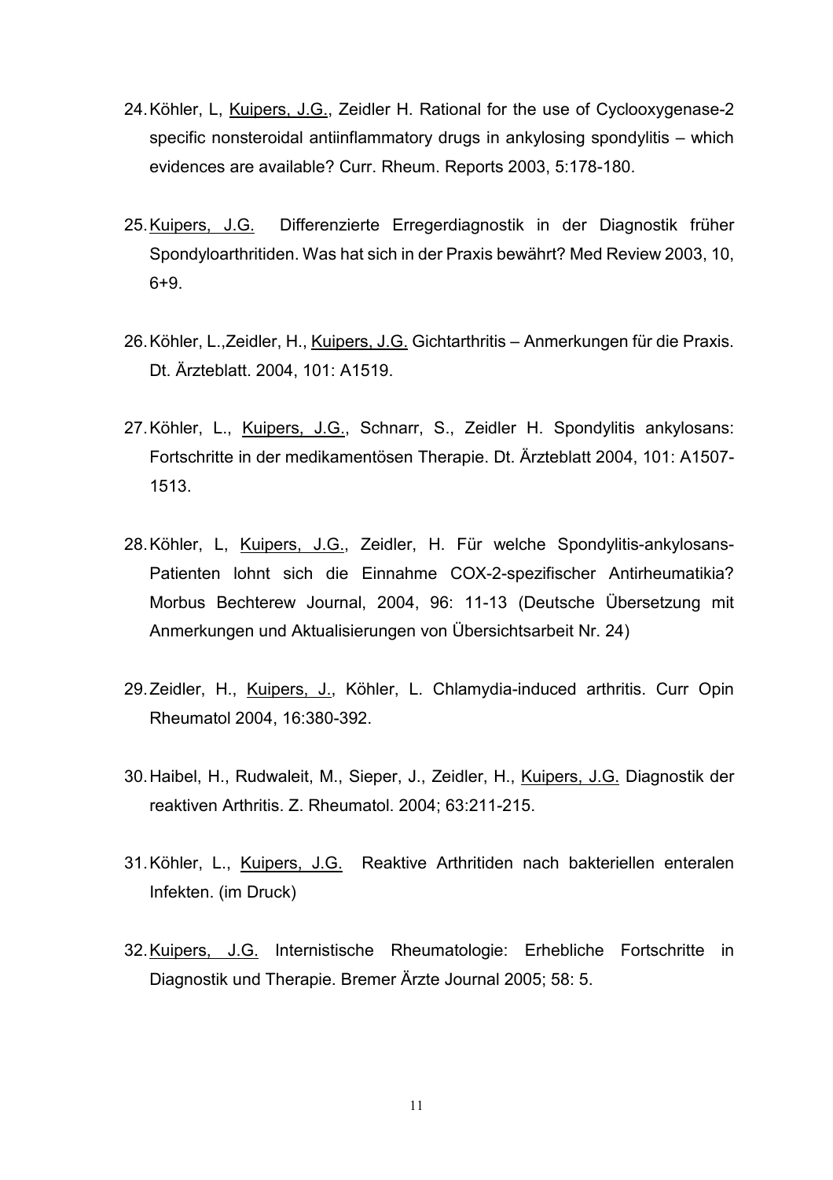24. Köhler, L, <u>Kuipers, J.G.</u>, Zeidler H. Rational for the use of Cyclooxygenase-2 specific nonsteroidal antiinflammatory drugs in ankylosing spondylitis – which evidences are available? Curr. Rheum. Reports 2003, 5:178-180.

25. <u>Kuipers, J.G.</u> Differenzierte Erregerdiagnostik in der Diagnostik früher Spondyloarthritiden. Was hat sich in der Praxis bewährt? Med Review 2003, 10, 6+9.

26. Köhler, L.,Zeidler, H., <u>Kuipers, J.G.</u> Gichtarthritis – Anmerkungen für die Praxis. Dt. Ärzteblatt. 2004, 101: A1519.

27. Köhler, L., <u>Kuipers, J.G.</u>, Schnarr, S., Zeidler H. Spondylitis ankylosans: Fortschritte in der medikamentösen Therapie. Dt. Ärzteblatt 2004, 101: A1507-1513.

28. Köhler, L, <u>Kuipers, J.G.</u>, Zeidler, H. Für welche Spondylitis-ankylosans-Patienten lohnt sich die Einnahme COX-2-spezifischer Antirheumatikia? Morbus Bechterew Journal, 2004, 96: 11-13 (Deutsche Übersetzung mit Anmerkungen und Aktualisierungen von Übersichtsarbeit Nr. 24)

29. Zeidler, H., <u>Kuipers, J.</u>, Köhler, L. Chlamydia-induced arthritis. Curr Opin Rheumatol 2004, 16:380-392.

30. Haibel, H., Rudwaleit, M., Sieper, J., Zeidler, H., <u>Kuipers, J.G.</u> Diagnostik der reaktiven Arthritis. Z. Rheumatol. 2004; 63:211-215.

31. Köhler, L., <u>Kuipers, J.G.</u> Reaktive Arthritiden nach bakteriellen enteralen Infekten. (im Druck)

32. <u>Kuipers, J.G.</u> Internistische Rheumatologie: Erhebliche Fortschritte in Diagnostik und Therapie. Bremer Ärzte Journal 2005; 58: 5.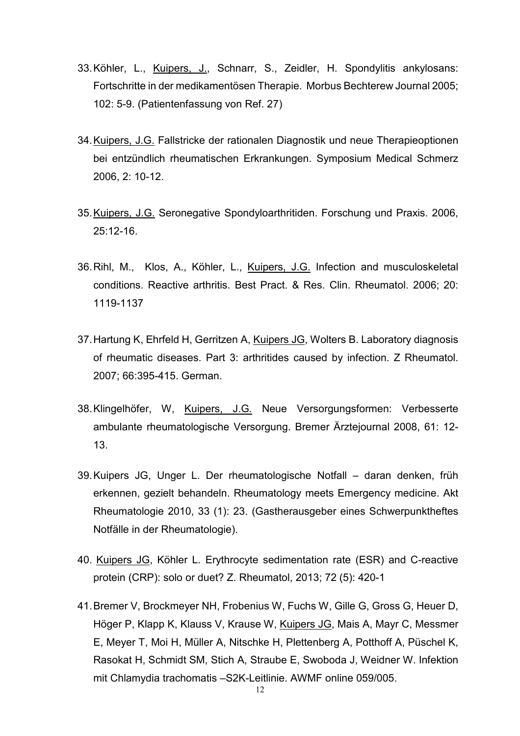33. Köhler, L., <u>Kuipers, J.</u>, Schnarr, S., Zeidler, H. Spondylitis ankylosans: Fortschritte in der medikamentösen Therapie. Morbus Bechterew Journal 2005; 102: 5-9. (Patientenfassung von Ref. 27)

34. <u>Kuipers, J.G.</u> Fallstricke der rationalen Diagnostik und neue Therapieoptionen bei entzündlich rheumatischen Erkrankungen. Symposium Medical Schmerz 2006, 2: 10-12.

35. <u>Kuipers, J.G.</u> Seronegative Spondyloarthritiden. Forschung und Praxis. 2006, 25:12-16.

36. Rihl, M., Klos, A., Köhler, L., <u>Kuipers, J.G.</u> Infection and musculoskeletal conditions. Reactive arthritis. Best Pract. & Res. Clin. Rheumatol. 2006; 20: 1119-1137

37. Hartung K, Ehrfeld H, Gerritzen A, <u>Kuipers JG</u>, Wolters B. Laboratory diagnosis of rheumatic diseases. Part 3: arthritides caused by infection. Z Rheumatol. 2007; 66:395-415. German.

38. Klingelhöfer, W, <u>Kuipers, J.G.</u> Neue Versorgungsformen: Verbesserte ambulante rheumatologische Versorgung. Bremer Ärztejournal 2008, 61: 12-13.

39. Kuipers JG, Unger L. Der rheumatologische Notfall – daran denken, früh erkennen, gezielt behandeln. Rheumatology meets Emergency medicine. Akt Rheumatologie 2010, 33 (1): 23. (Gastherausgeber eines Schwerpunktheftes Notfälle in der Rheumatologie).

40. <u>Kuipers JG</u>, Köhler L. Erythrocyte sedimentation rate (ESR) and C-reactive protein (CRP): solo or duet? Z. Rheumatol, 2013; 72 (5): 420-1

41. Bremer V, Brockmeyer NH, Frobenius W, Fuchs W, Gille G, Gross G, Heuer D, Höger P, Klapp K, Klauss V, Krause W, <u>Kuipers JG</u>, Mais A, Mayr C, Messmer E, Meyer T, Moi H, Müller A, Nitschke H, Plettenberg A, Potthoff A, Püschel K, Rasokat H, Schmidt SM, Stich A, Straube E, Swoboda J, Weidner W. Infektion mit Chlamydia trachomatis –S2K-Leitlinie. AWMF online 059/005.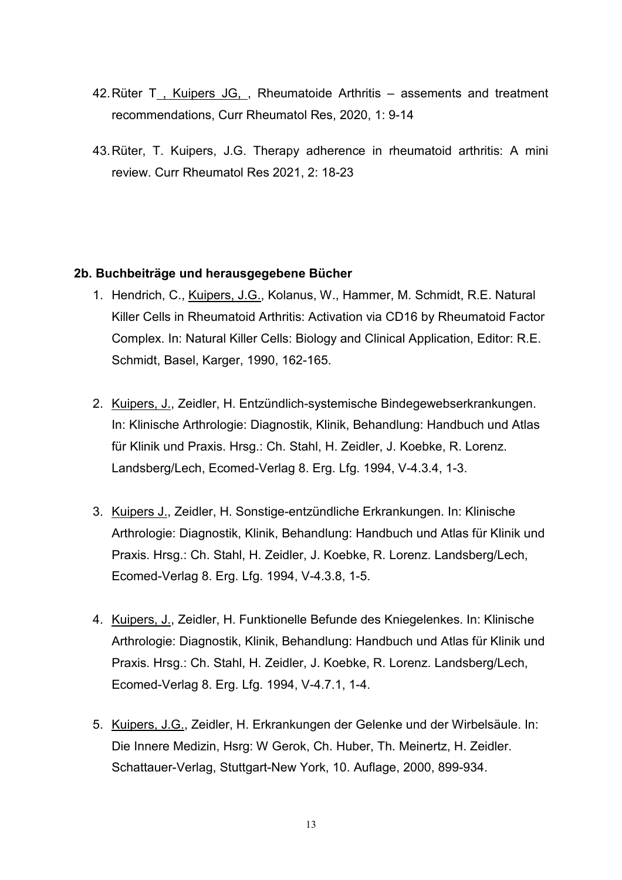42. Rüter T , Kuipers JG, , Rheumatoide Arthritis – assements and treatment recommendations, Curr Rheumatol Res, 2020, 1: 9-14

43. Rüter, T. Kuipers, J.G. Therapy adherence in rheumatoid arthritis: A mini review. Curr Rheumatol Res 2021, 2: 18-23

**2b. Buchbeiträge und herausgegebene Bücher**

1. Hendrich, C., Kuipers, J.G., Kolanus, W., Hammer, M. Schmidt, R.E. Natural Killer Cells in Rheumatoid Arthritis: Activation via CD16 by Rheumatoid Factor Complex. In: Natural Killer Cells: Biology and Clinical Application, Editor: R.E. Schmidt, Basel, Karger, 1990, 162-165.

2. Kuipers, J., Zeidler, H. Entzündlich-systemische Bindegewebserkrankungen. In: Klinische Arthrologie: Diagnostik, Klinik, Behandlung: Handbuch und Atlas für Klinik und Praxis. Hrsg.: Ch. Stahl, H. Zeidler, J. Koebke, R. Lorenz. Landsberg/Lech, Ecomed-Verlag 8. Erg. Lfg. 1994, V-4.3.4, 1-3.

3. Kuipers J., Zeidler, H. Sonstige-entzündliche Erkrankungen. In: Klinische Arthrologie: Diagnostik, Klinik, Behandlung: Handbuch und Atlas für Klinik und Praxis. Hrsg.: Ch. Stahl, H. Zeidler, J. Koebke, R. Lorenz. Landsberg/Lech, Ecomed-Verlag 8. Erg. Lfg. 1994, V-4.3.8, 1-5.

4. Kuipers, J., Zeidler, H. Funktionelle Befunde des Kniegelenkes. In: Klinische Arthrologie: Diagnostik, Klinik, Behandlung: Handbuch und Atlas für Klinik und Praxis. Hrsg.: Ch. Stahl, H. Zeidler, J. Koebke, R. Lorenz. Landsberg/Lech, Ecomed-Verlag 8. Erg. Lfg. 1994, V-4.7.1, 1-4.

5. Kuipers, J.G., Zeidler, H. Erkrankungen der Gelenke und der Wirbelsäule. In: Die Innere Medizin, Hsrg: W Gerok, Ch. Huber, Th. Meinertz, H. Zeidler. Schattauer-Verlag, Stuttgart-New York, 10. Auflage, 2000, 899-934.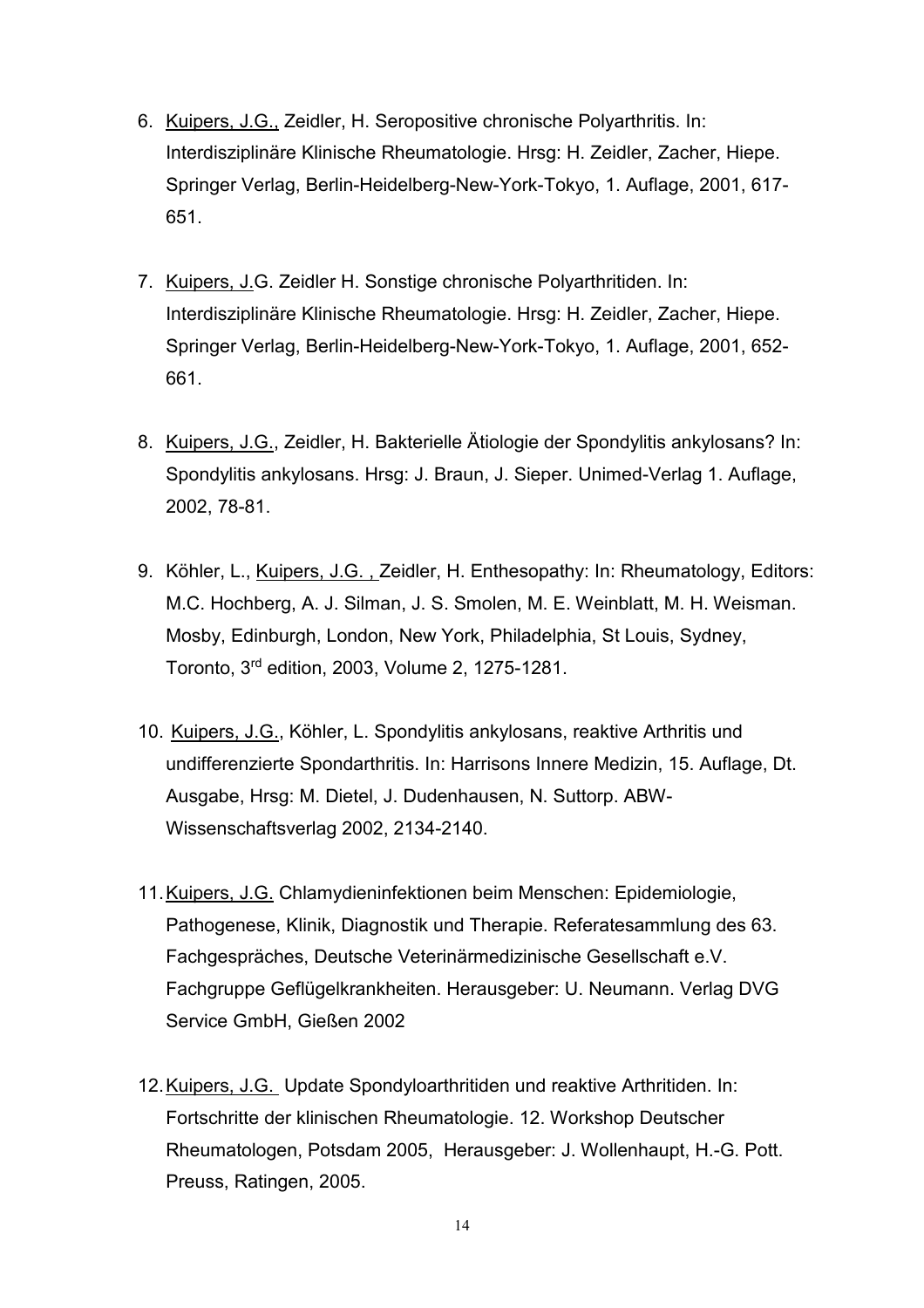6. Kuipers, J.G., Zeidler, H. Seropositive chronische Polyarthritis. In: Interdisziplinäre Klinische Rheumatologie. Hrsg: H. Zeidler, Zacher, Hiepe. Springer Verlag, Berlin-Heidelberg-New-York-Tokyo, 1. Auflage, 2001, 617-651.

7. Kuipers, J.G. Zeidler H. Sonstige chronische Polyarthritiden. In: Interdisziplinäre Klinische Rheumatologie. Hrsg: H. Zeidler, Zacher, Hiepe. Springer Verlag, Berlin-Heidelberg-New-York-Tokyo, 1. Auflage, 2001, 652-661.

8. Kuipers, J.G., Zeidler, H. Bakterielle Ätiologie der Spondylitis ankylosans? In: Spondylitis ankylosans. Hrsg: J. Braun, J. Sieper. Unimed-Verlag 1. Auflage, 2002, 78-81.

9. Köhler, L., Kuipers, J.G. , Zeidler, H. Enthesopathy: In: Rheumatology, Editors: M.C. Hochberg, A. J. Silman, J. S. Smolen, M. E. Weinblatt, M. H. Weisman. Mosby, Edinburgh, London, New York, Philadelphia, St Louis, Sydney, Toronto, 3rd edition, 2003, Volume 2, 1275-1281.

10. Kuipers, J.G., Köhler, L. Spondylitis ankylosans, reaktive Arthritis und undifferenzierte Spondarthritis. In: Harrisons Innere Medizin, 15. Auflage, Dt. Ausgabe, Hrsg: M. Dietel, J. Dudenhausen, N. Suttorp. ABW-Wissenschaftsverlag 2002, 2134-2140.

11. Kuipers, J.G. Chlamydieninfektionen beim Menschen: Epidemiologie, Pathogenese, Klinik, Diagnostik und Therapie. Referatesammlung des 63. Fachgespräches, Deutsche Veterinärmedizinische Gesellschaft e.V. Fachgruppe Geflügelkrankheiten. Herausgeber: U. Neumann. Verlag DVG Service GmbH, Gießen 2002

12. Kuipers, J.G. Update Spondyloarthritiden und reaktive Arthritiden. In: Fortschritte der klinischen Rheumatologie. 12. Workshop Deutscher Rheumatologen, Potsdam 2005, Herausgeber: J. Wollenhaupt, H.-G. Pott. Preuss, Ratingen, 2005.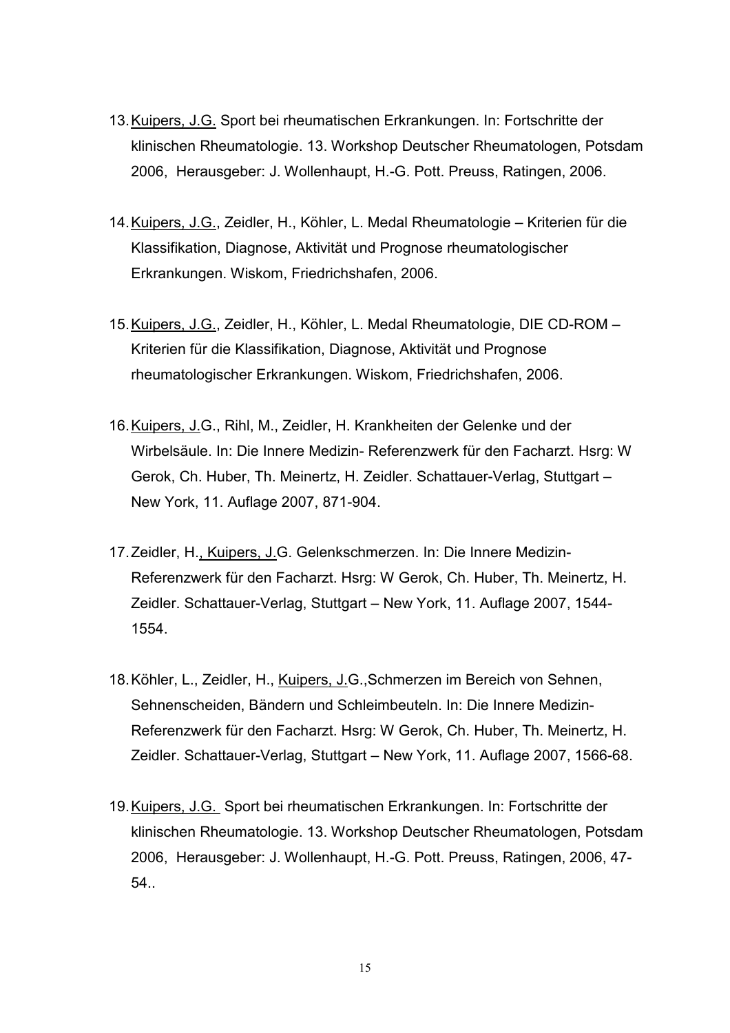13. Kuipers, J.G. Sport bei rheumatischen Erkrankungen. In: Fortschritte der klinischen Rheumatologie. 13. Workshop Deutscher Rheumatologen, Potsdam 2006, Herausgeber: J. Wollenhaupt, H.-G. Pott. Preuss, Ratingen, 2006.

14. Kuipers, J.G., Zeidler, H., Köhler, L. Medal Rheumatologie – Kriterien für die Klassifikation, Diagnose, Aktivität und Prognose rheumatologischer Erkrankungen. Wiskom, Friedrichshafen, 2006.

15. Kuipers, J.G., Zeidler, H., Köhler, L. Medal Rheumatologie, DIE CD-ROM – Kriterien für die Klassifikation, Diagnose, Aktivität und Prognose rheumatologischer Erkrankungen. Wiskom, Friedrichshafen, 2006.

16. Kuipers, J.G., Rihl, M., Zeidler, H. Krankheiten der Gelenke und der Wirbelsäule. In: Die Innere Medizin- Referenzwerk für den Facharzt. Hsrg: W Gerok, Ch. Huber, Th. Meinertz, H. Zeidler. Schattauer-Verlag, Stuttgart – New York, 11. Auflage 2007, 871-904.

17. Zeidler, H., Kuipers, J.G. Gelenkschmerzen. In: Die Innere Medizin- Referenzwerk für den Facharzt. Hsrg: W Gerok, Ch. Huber, Th. Meinertz, H. Zeidler. Schattauer-Verlag, Stuttgart – New York, 11. Auflage 2007, 1544-1554.

18. Köhler, L., Zeidler, H., Kuipers, J.G.,Schmerzen im Bereich von Sehnen, Sehnenscheiden, Bändern und Schleimbeuteln. In: Die Innere Medizin- Referenzwerk für den Facharzt. Hsrg: W Gerok, Ch. Huber, Th. Meinertz, H. Zeidler. Schattauer-Verlag, Stuttgart – New York, 11. Auflage 2007, 1566-68.

19. Kuipers, J.G. Sport bei rheumatischen Erkrankungen. In: Fortschritte der klinischen Rheumatologie. 13. Workshop Deutscher Rheumatologen, Potsdam 2006, Herausgeber: J. Wollenhaupt, H.-G. Pott. Preuss, Ratingen, 2006, 47-54..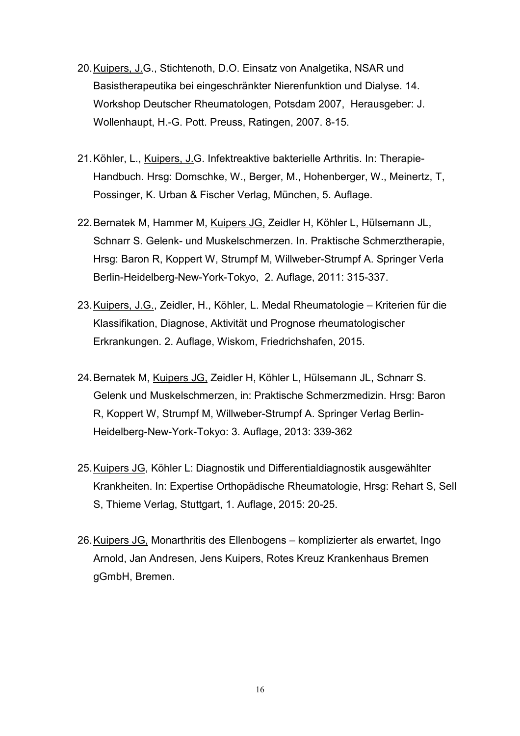20. Kuipers, J.G., Stichtenoth, D.O. Einsatz von Analgetika, NSAR und Basistherapeutika bei eingeschränkter Nierenfunktion und Dialyse. 14. Workshop Deutscher Rheumatologen, Potsdam 2007, Herausgeber: J. Wollenhaupt, H.-G. Pott. Preuss, Ratingen, 2007. 8-15.

21. Köhler, L., Kuipers, J.G. Infektreaktive bakterielle Arthritis. In: Therapie-Handbuch. Hrsg: Domschke, W., Berger, M., Hohenberger, W., Meinertz, T, Possinger, K. Urban & Fischer Verlag, München, 5. Auflage.

22. Bernatek M, Hammer M, Kuipers JG, Zeidler H, Köhler L, Hülsemann JL, Schnarr S. Gelenk- und Muskelschmerzen. In. Praktische Schmerztherapie, Hrsg: Baron R, Koppert W, Strumpf M, Willweber-Strumpf A. Springer Verla Berlin-Heidelberg-New-York-Tokyo, 2. Auflage, 2011: 315-337.

23. Kuipers, J.G., Zeidler, H., Köhler, L. Medal Rheumatologie – Kriterien für die Klassifikation, Diagnose, Aktivität und Prognose rheumatologischer Erkrankungen. 2. Auflage, Wiskom, Friedrichshafen, 2015.

24. Bernatek M, Kuipers JG, Zeidler H, Köhler L, Hülsemann JL, Schnarr S. Gelenk und Muskelschmerzen, in: Praktische Schmerzmedizin. Hrsg: Baron R, Koppert W, Strumpf M, Willweber-Strumpf A. Springer Verlag Berlin-Heidelberg-New-York-Tokyo: 3. Auflage, 2013: 339-362

25. Kuipers JG, Köhler L: Diagnostik und Differentialdiagnostik ausgewählter Krankheiten. In: Expertise Orthopädische Rheumatologie, Hrsg: Rehart S, Sell S, Thieme Verlag, Stuttgart, 1. Auflage, 2015: 20-25.

26. Kuipers JG, Monarthritis des Ellenbogens – komplizierter als erwartet, Ingo Arnold, Jan Andresen, Jens Kuipers, Rotes Kreuz Krankenhaus Bremen gGmbH, Bremen.